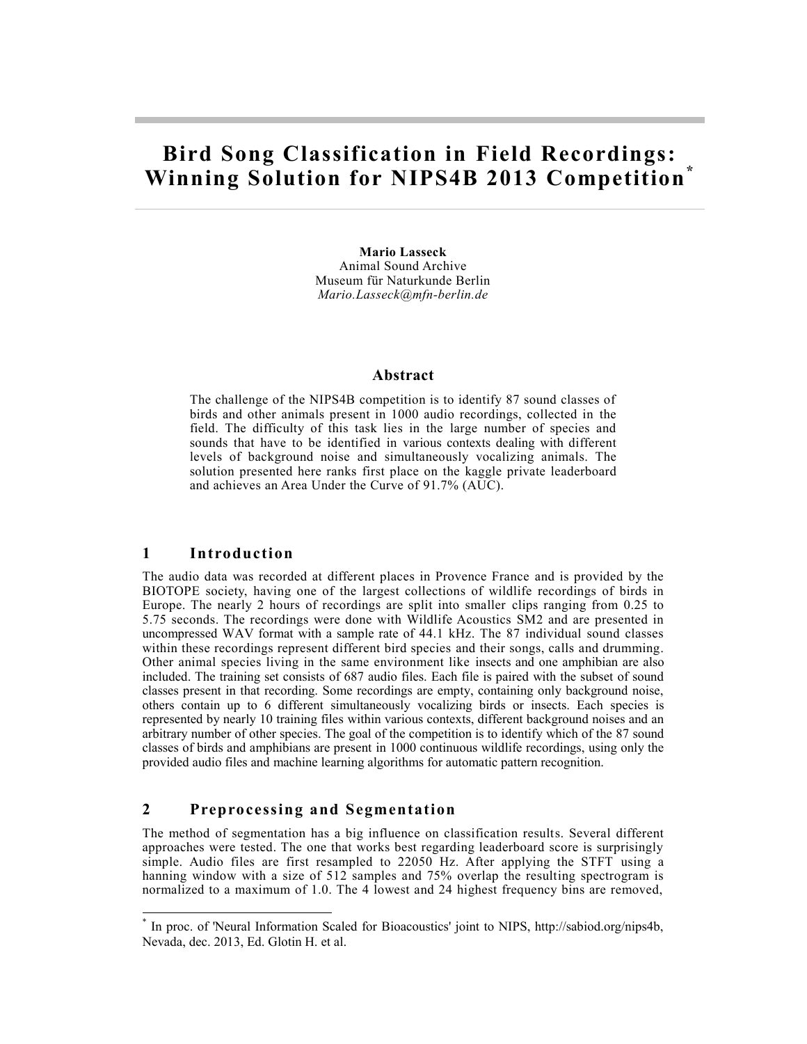# Bird Song Classification in Field Recordings: Winning Solution for NIPS4B 2013 Competition*

**Mario Lasseck**
Animal Sound Archive
Museum für Naturkunde Berlin
*Mario.Lasseck@mfn-berlin.de*

## Abstract

The challenge of the NIPS4B competition is to identify 87 sound classes of birds and other animals present in 1000 audio recordings, collected in the field. The difficulty of this task lies in the large number of species and sounds that have to be identified in various contexts dealing with different levels of background noise and simultaneously vocalizing animals. The solution presented here ranks first place on the kaggle private leaderboard and achieves an Area Under the Curve of 91.7% (AUC).

## 1 Introduction

The audio data was recorded at different places in Provence France and is provided by the BIOTOPE society, having one of the largest collections of wildlife recordings of birds in Europe. The nearly 2 hours of recordings are split into smaller clips ranging from 0.25 to 5.75 seconds. The recordings were done with Wildlife Acoustics SM2 and are presented in uncompressed WAV format with a sample rate of 44.1 kHz. The 87 individual sound classes within these recordings represent different bird species and their songs, calls and drumming. Other animal species living in the same environment like insects and one amphibian are also included. The training set consists of 687 audio files. Each file is paired with the subset of sound classes present in that recording. Some recordings are empty, containing only background noise, others contain up to 6 different simultaneously vocalizing birds or insects. Each species is represented by nearly 10 training files within various contexts, different background noises and an arbitrary number of other species. The goal of the competition is to identify which of the 87 sound classes of birds and amphibians are present in 1000 continuous wildlife recordings, using only the provided audio files and machine learning algorithms for automatic pattern recognition.

## 2 Preprocessing and Segmentation

The method of segmentation has a big influence on classification results. Several different approaches were tested. The one that works best regarding leaderboard score is surprisingly simple. Audio files are first resampled to 22050 Hz. After applying the STFT using a hanning window with a size of 512 samples and 75% overlap the resulting spectrogram is normalized to a maximum of 1.0. The 4 lowest and 24 highest frequency bins are removed,

---

* In proc. of 'Neural Information Scaled for Bioacoustics' joint to NIPS, http://sabiod.org/nips4b, Nevada, dec. 2013, Ed. Glotin H. et al.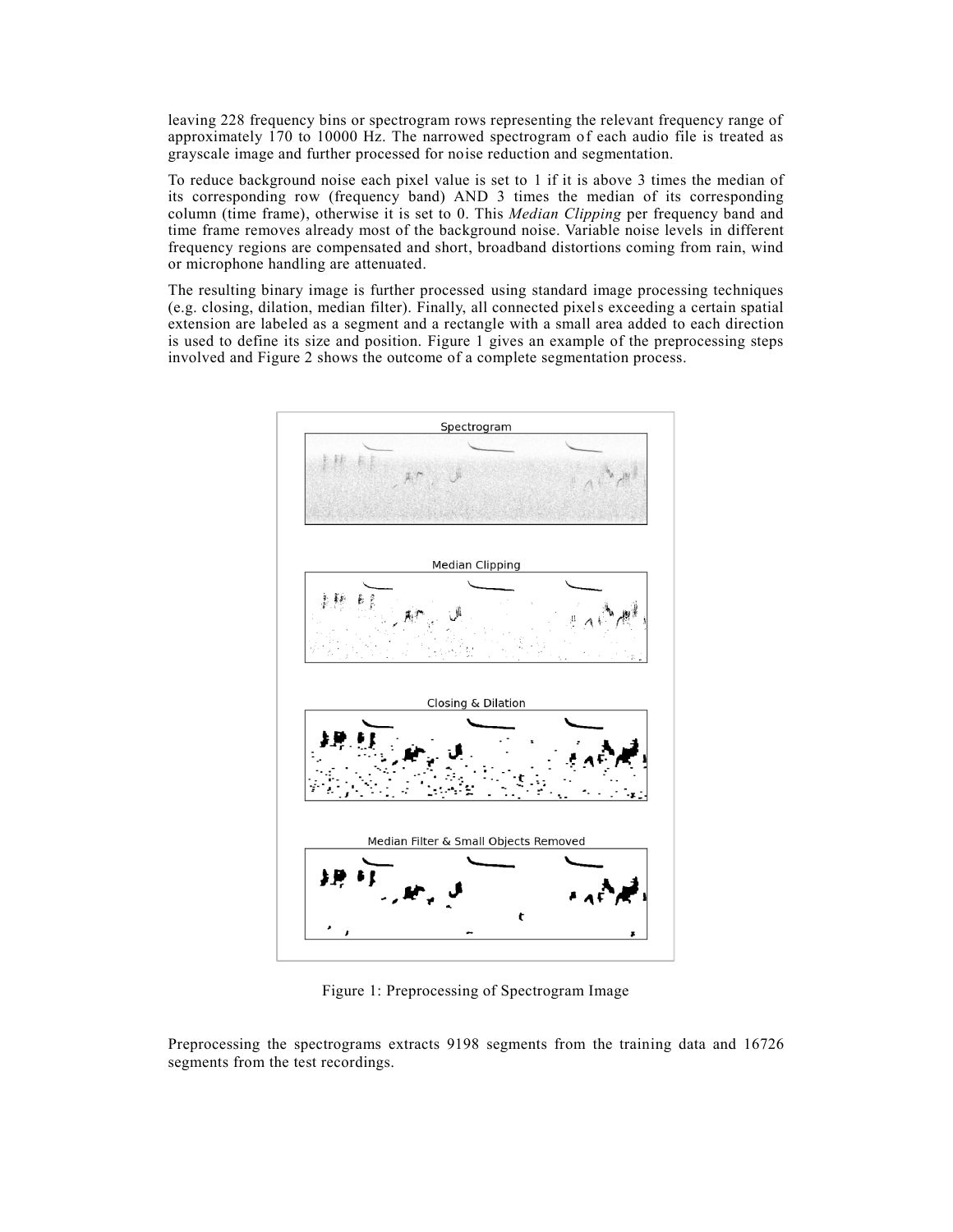leaving 228 frequency bins or spectrogram rows representing the relevant frequency range of approximately 170 to 10000 Hz. The narrowed spectrogram of each audio file is treated as grayscale image and further processed for noise reduction and segmentation.

To reduce background noise each pixel value is set to 1 if it is above 3 times the median of its corresponding row (frequency band) AND 3 times the median of its corresponding column (time frame), otherwise it is set to 0. This *Median Clipping* per frequency band and time frame removes already most of the background noise. Variable noise levels in different frequency regions are compensated and short, broadband distortions coming from rain, wind or microphone handling are attenuated.

The resulting binary image is further processed using standard image processing techniques (e.g. closing, dilation, median filter). Finally, all connected pixels exceeding a certain spatial extension are labeled as a segment and a rectangle with a small area added to each direction is used to define its size and position. Figure 1 gives an example of the preprocessing steps involved and Figure 2 shows the outcome of a complete segmentation process.

Figure 1: Preprocessing of Spectrogram Image

Preprocessing the spectrograms extracts 9198 segments from the training data and 16726 segments from the test recordings.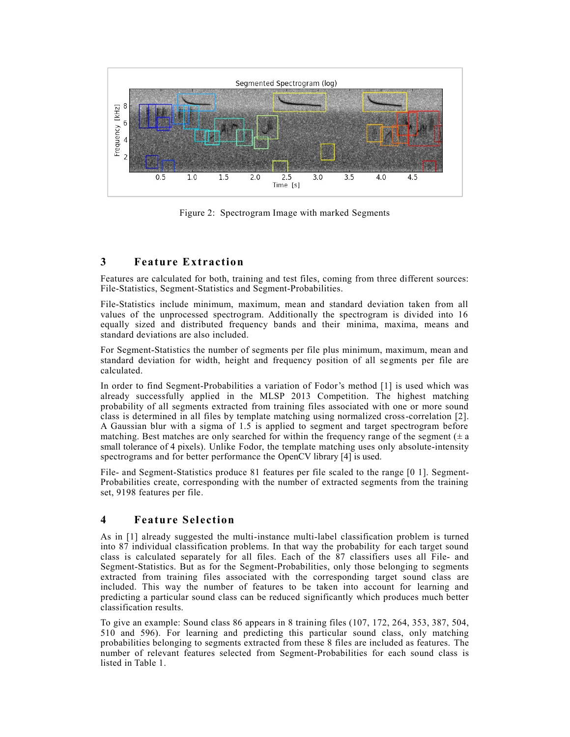Figure 2: Spectrogram Image with marked Segments

## 3 Feature Extraction

Features are calculated for both, training and test files, coming from three different sources: File-Statistics, Segment-Statistics and Segment-Probabilities.

File-Statistics include minimum, maximum, mean and standard deviation taken from all values of the unprocessed spectrogram. Additionally the spectrogram is divided into 16 equally sized and distributed frequency bands and their minima, maxima, means and standard deviations are also included.

For Segment-Statistics the number of segments per file plus minimum, maximum, mean and standard deviation for width, height and frequency position of all segments per file are calculated.

In order to find Segment-Probabilities a variation of Fodor's method [1] is used which was already successfully applied in the MLSP 2013 Competition. The highest matching probability of all segments extracted from training files associated with one or more sound class is determined in all files by template matching using normalized cross-correlation [2]. A Gaussian blur with a sigma of 1.5 is applied to segment and target spectrogram before matching. Best matches are only searched for within the frequency range of the segment (± a small tolerance of 4 pixels). Unlike Fodor, the template matching uses only absolute-intensity spectrograms and for better performance the OpenCV library [4] is used.

File- and Segment-Statistics produce 81 features per file scaled to the range [0 1]. Segment-Probabilities create, corresponding with the number of extracted segments from the training set, 9198 features per file.

## 4 Feature Selection

As in [1] already suggested the multi-instance multi-label classification problem is turned into 87 individual classification problems. In that way the probability for each target sound class is calculated separately for all files. Each of the 87 classifiers uses all File- and Segment-Statistics. But as for the Segment-Probabilities, only those belonging to segments extracted from training files associated with the corresponding target sound class are included. This way the number of features to be taken into account for learning and predicting a particular sound class can be reduced significantly which produces much better classification results.

To give an example: Sound class 86 appears in 8 training files (107, 172, 264, 353, 387, 504, 510 and 596). For learning and predicting this particular sound class, only matching probabilities belonging to segments extracted from these 8 files are included as features. The number of relevant features selected from Segment-Probabilities for each sound class is listed in Table 1.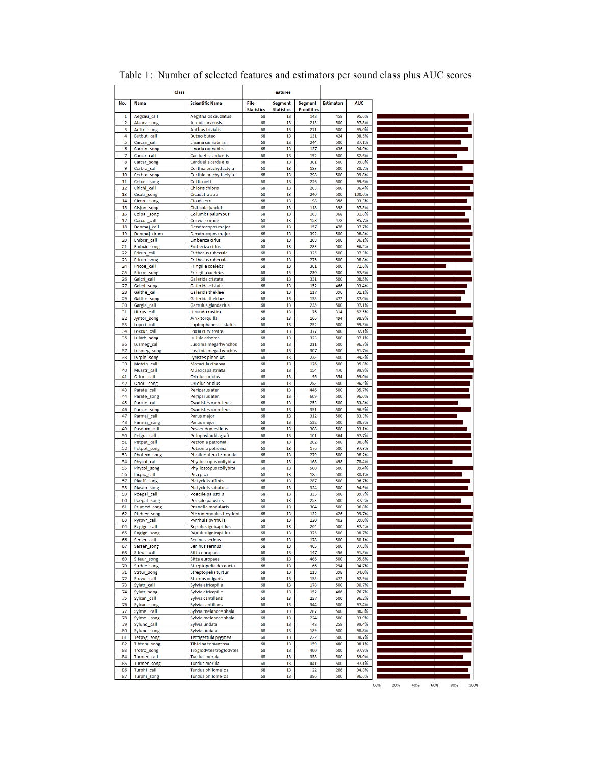Table 1: Number of selected features and estimators per sound class plus AUC scores

| Class | | | Features | | | | |
|---|---|---|---|---|---|---|---|
| No. | Name | Scientific Name | File Statistics | Segment Statistics | Segment Probilities | Estimators | AUC |
| 1 | Aegcau_call | Aegithalos caudatus | 68 | 13 | 148 | 458 | 95.6% |
| 2 | Alaarv_song | Alauda arvensis | 68 | 13 | 213 | 500 | 97.8% |
| 3 | Anttri_song | Anthus trivialis | 68 | 13 | 271 | 500 | 95.0% |
| 4 | Butbut_call | Buteo buteo | 68 | 13 | 131 | 424 | 98.5% |
| 5 | Carcan_call | Linaria cannabina | 68 | 13 | 244 | 500 | 87.1% |
| 6 | Carcan_song | Linaria cannabina | 68 | 13 | 137 | 436 | 94.9% |
| 7 | Carcar_call | Carduelis carduelis | 68 | 13 | 192 | 500 | 82.6% |
| 8 | Carcar_song | Carduelis carduelis | 68 | 13 | 301 | 500 | 99.8% |
| 9 | Cerbra_call | Certhia brachydactyla | 68 | 13 | 183 | 500 | 88.7% |
| 10 | Cerbra_song | Certhia brachydactyla | 68 | 13 | 298 | 500 | 99.8% |
| 11 | Cetcet_song | Cettia cetti | 68 | 13 | 226 | 500 | 99.6% |
| 12 | Chichl_call | Chloris chloris | 68 | 13 | 203 | 500 | 96.4% |
| 13 | Cicatr_song | Cicadatra atra | 68 | 13 | 240 | 500 | 100.0% |
| 14 | Cicorn_song | Cicada orni | 68 | 13 | 98 | 358 | 93.3% |
| 15 | Cisjun_song | Cisticola juncidis | 68 | 13 | 118 | 398 | 97.5% |
| 16 | Colpal_song | Columba palumbus | 68 | 13 | 103 | 368 | 91.6% |
| 17 | Corcor_call | Corvus corone | 68 | 13 | 158 | 478 | 95.7% |
| 18 | Denmaj_call | Dendrocopos major | 68 | 13 | 157 | 476 | 97.7% |
| 19 | Denmaj_drum | Dendrocopos major | 68 | 13 | 392 | 500 | 98.8% |
| 20 | Embcir_call | Emberiza cirlus | 68 | 13 | 208 | 500 | 96.1% |
| 21 | Embcir_song | Emberiza cirlus | 68 | 13 | 283 | 500 | 96.2% |
| 22 | Erirub_call | Erithacus rubecula | 68 | 13 | 325 | 500 | 97.3% |
| 23 | Erirub_song | Erithacus rubecula | 68 | 13 | 275 | 500 | 98.8% |
| 24 | Fricoe_call | Fringilla coelebs | 68 | 13 | 361 | 500 | 71.6% |
| 25 | Fricoe_song | Fringilla coelebs | 68 | 13 | 230 | 500 | 97.6% |
| 26 | Galcri_call | Galerida cristata | 68 | 13 | 331 | 500 | 98.5% |
| 27 | Galcri_song | Galerida cristata | 68 | 13 | 152 | 466 | 93.4% |
| 28 | Galthe_call | Galerida theklae | 68 | 13 | 117 | 396 | 91.1% |
| 29 | Galthe_song | Galerida theklae | 68 | 13 | 155 | 472 | 87.0% |
| 30 | Gargla_call | Garrulus glandarius | 68 | 13 | 235 | 500 | 97.1% |
| 31 | Hirrus_call | Hirundo rustica | 68 | 13 | 76 | 314 | 82.5% |
| 32 | Jyntor_song | Jynx torquilla | 68 | 13 | 166 | 494 | 98.9% |
| 33 | Lopcri_call | Lophophanes cristatus | 68 | 13 | 252 | 500 | 99.3% |
| 34 | Loxcur_call | Loxia curvirostra | 68 | 13 | 377 | 500 | 92.1% |
| 35 | Lularb_song | lullula arborea | 68 | 13 | 323 | 500 | 97.1% |
| 36 | Lusmeg_call | Luscinia megarhynchos | 68 | 13 | 211 | 500 | 96.3% |
| 37 | Lusmeg_song | Luscinia megarhynchos | 68 | 13 | 307 | 500 | 91.7% |
| 38 | Lyrple_song | Lyristes plebejus | 68 | 13 | 235 | 500 | 99.3% |
| 39 | Motcin_call | Motacilla cinerea | 68 | 13 | 176 | 500 | 95.8% |
| 40 | Musstr_call | Muscicapa striata | 68 | 13 | 154 | 470 | 99.9% |
| 41 | Oriori_call | Oriolus oriolus | 68 | 13 | 96 | 354 | 99.0% |
| 42 | Oriori_song | Oriolus oriolus | 68 | 13 | 255 | 500 | 96.4% |
| 43 | Parate_call | Periparus ater | 68 | 13 | 446 | 500 | 95.7% |
| 44 | Parate_song | Periparus ater | 68 | 13 | 609 | 500 | 96.0% |
| 45 | Parcae_call | Cyanistes caeruleus | 68 | 13 | 253 | 500 | 83.8% |
| 46 | Parcae_song | Cyanistes caeruleus | 68 | 13 | 351 | 500 | 96.9% |
| 47 | Parmaj_call | Parus major | 68 | 13 | 312 | 500 | 83.3% |
| 48 | Parmaj_song | Parus major | 68 | 13 | 532 | 500 | 89.3% |
| 49 | Pasdom_call | Passer domesticus | 68 | 13 | 308 | 500 | 93.1% |
| 50 | Pelgra_call | Pelophylax kl. grafi | 68 | 13 | 101 | 364 | 97.7% |
| 51 | Petpet_call | Petronia petronia | 68 | 13 | 202 | 500 | 96.8% |
| 52 | Petpet_song | Petronia petronia | 68 | 13 | 176 | 500 | 97.3% |
| 53 | Phofem_song | Pholidoptera femorata | 68 | 13 | 279 | 500 | 98.2% |
| 54 | Phycol_call | Phylloscopus collybita | 68 | 13 | 168 | 498 | 78.4% |
| 55 | Phycol_song | Phylloscopus collybita | 68 | 13 | 500 | 500 | 99.4% |
| 56 | Picpic_call | Pica pica | 68 | 13 | 185 | 500 | 88.1% |
| 57 | Plaaff_song | Platycleis affinis | 68 | 13 | 287 | 500 | 96.7% |
| 58 | Plasab_song | Platycleis sabulosa | 68 | 13 | 324 | 500 | 94.9% |
| 59 | Poepal_call | Poecile palustris | 68 | 13 | 335 | 500 | 99.7% |
| 60 | Poepal_song | Poecile palustris | 68 | 13 | 253 | 500 | 87.2% |
| 61 | Prumod_song | Prunella modularis | 68 | 13 | 304 | 500 | 96.8% |
| 62 | Ptehey_song | Pteronemobius heydenii | 68 | 13 | 132 | 426 | 99.7% |
| 63 | Pyrpyr_call | Pyrrhula pyrrhula | 68 | 13 | 120 | 402 | 99.0% |
| 64 | Regign_call | Regulus ignicapillus | 68 | 13 | 264 | 500 | 97.2% |
| 65 | Regign_song | Regulus ignicapillus | 68 | 13 | 375 | 500 | 98.7% |
| 66 | Serser_call | Serinus serinus | 68 | 13 | 178 | 500 | 80.1% |
| 67 | Serser_song | Serinus serinus | 68 | 13 | 465 | 500 | 97.5% |
| 68 | Siteur_call | Sitta europaea | 68 | 13 | 147 | 456 | 91.3% |
| 69 | Siteur_song | Sitta europaea | 68 | 13 | 466 | 500 | 95.6% |
| 70 | Strdec_song | Streptopelia decaocto | 68 | 13 | 66 | 294 | 94.7% |
| 71 | Strtur_song | Streptopelia turtur | 68 | 13 | 118 | 398 | 94.0% |
| 72 | Stuvul_call | Sturnus vulgaris | 68 | 13 | 155 | 472 | 92.9% |
| 73 | Sylatr_call | Sylvia atricapilla | 68 | 13 | 178 | 500 | 90.7% |
| 74 | Sylatr_song | Sylvia atricapilla | 68 | 13 | 152 | 466 | 76.7% |
| 75 | Sylcan_call | Sylvia cantillans | 68 | 13 | 227 | 500 | 96.2% |
| 76 | Sylcan_song | Sylvia cantillans | 68 | 13 | 344 | 500 | 97.4% |
| 77 | Sylmel_call | Sylvia melanocephala | 68 | 13 | 287 | 500 | 86.8% |
| 78 | Sylmel_song | Sylvia melanocephala | 68 | 13 | 224 | 500 | 93.9% |
| 79 | Sylund_call | Sylvia undata | 68 | 13 | 48 | 258 | 99.4% |
| 80 | Sylund_song | Sylvia undata | 68 | 13 | 189 | 500 | 98.8% |
| 81 | Tetpyg_song | Tettigettula pygmea | 68 | 13 | 222 | 500 | 98.7% |
| 82 | Tibtom_song | Tibicina tomentosa | 68 | 13 | 159 | 480 | 98.1% |
| 83 | Trotro_song | Troglodytes troglodytes | 68 | 13 | 400 | 500 | 97.9% |
| 84 | Turmer_call | Turdus merula | 68 | 13 | 358 | 500 | 89.0% |
| 85 | Turmer_song | Turdus merula | 68 | 13 | 441 | 500 | 97.1% |
| 86 | Turphi_call | Turdus philomelos | 68 | 13 | 22 | 206 | 94.8% |
| 87 | Turphi_song | Turdus philomelos | 68 | 13 | 386 | 500 | 96.6% |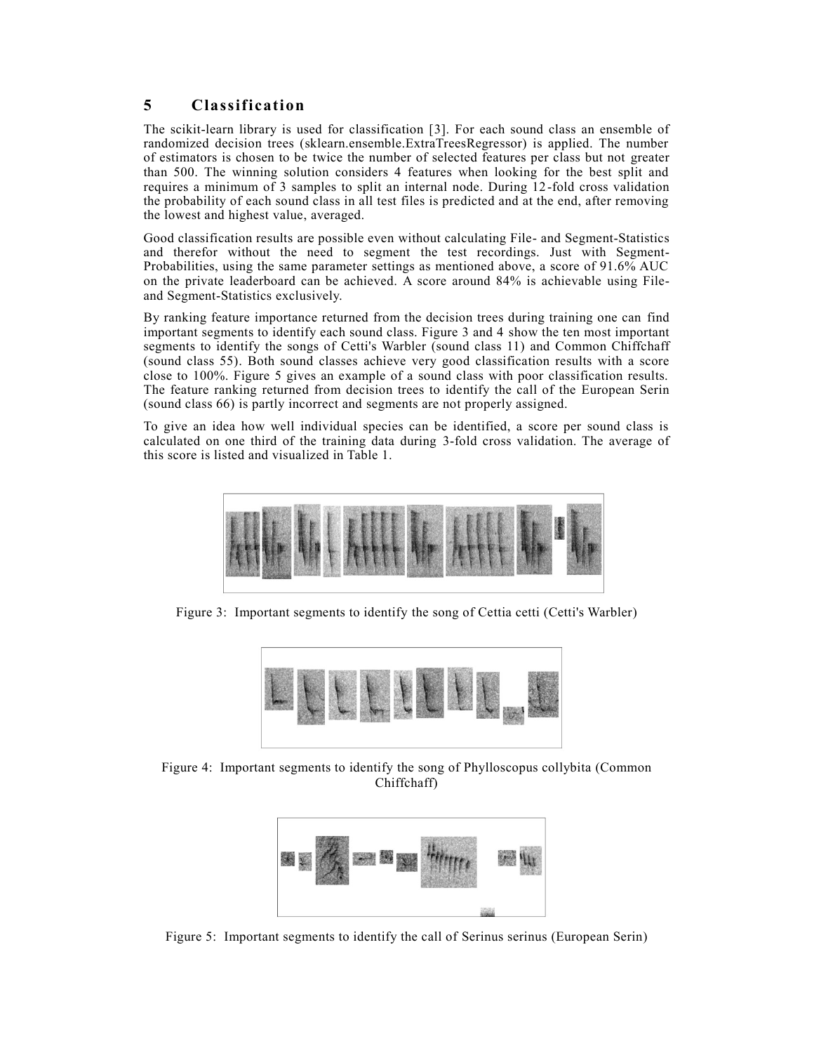## 5 Classification

The scikit-learn library is used for classification [3]. For each sound class an ensemble of randomized decision trees (sklearn.ensemble.ExtraTreesRegressor) is applied. The number of estimators is chosen to be twice the number of selected features per class but not greater than 500. The winning solution considers 4 features when looking for the best split and requires a minimum of 3 samples to split an internal node. During 12-fold cross validation the probability of each sound class in all test files is predicted and at the end, after removing the lowest and highest value, averaged.

Good classification results are possible even without calculating File- and Segment-Statistics and therefor without the need to segment the test recordings. Just with Segment-Probabilities, using the same parameter settings as mentioned above, a score of 91.6% AUC on the private leaderboard can be achieved. A score around 84% is achievable using File- and Segment-Statistics exclusively.

By ranking feature importance returned from the decision trees during training one can find important segments to identify each sound class. Figure 3 and 4 show the ten most important segments to identify the songs of Cetti's Warbler (sound class 11) and Common Chiffchaff (sound class 55). Both sound classes achieve very good classification results with a score close to 100%. Figure 5 gives an example of a sound class with poor classification results. The feature ranking returned from decision trees to identify the call of the European Serin (sound class 66) is partly incorrect and segments are not properly assigned.

To give an idea how well individual species can be identified, a score per sound class is calculated on one third of the training data during 3-fold cross validation. The average of this score is listed and visualized in Table 1.

Figure 3: Important segments to identify the song of Cettia cetti (Cetti's Warbler)

Figure 4: Important segments to identify the song of Phylloscopus collybita (Common Chiffchaff)

Figure 5: Important segments to identify the call of Serinus serinus (European Serin)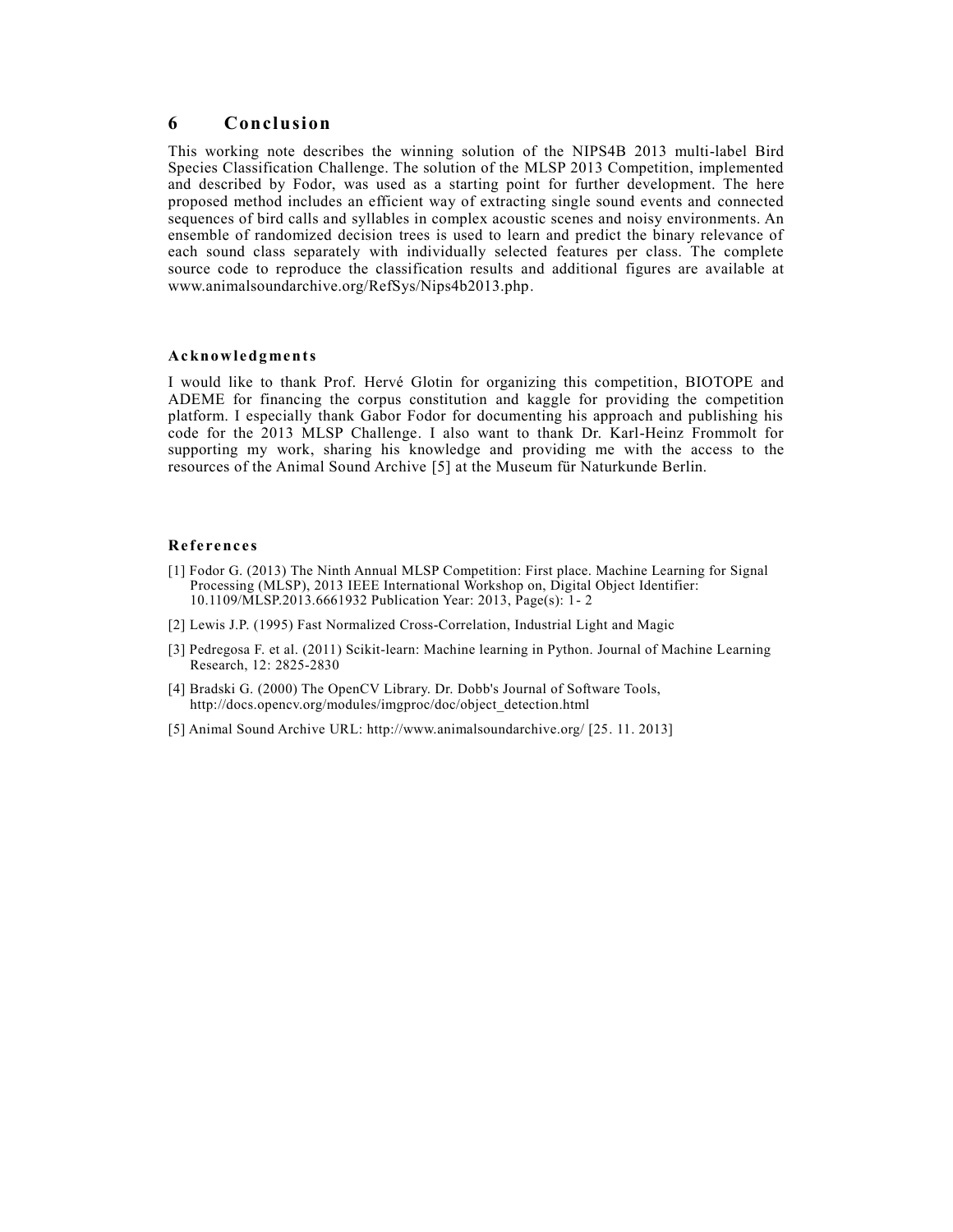## 6 Conclusion

This working note describes the winning solution of the NIPS4B 2013 multi-label Bird Species Classification Challenge. The solution of the MLSP 2013 Competition, implemented and described by Fodor, was used as a starting point for further development. The here proposed method includes an efficient way of extracting single sound events and connected sequences of bird calls and syllables in complex acoustic scenes and noisy environments. An ensemble of randomized decision trees is used to learn and predict the binary relevance of each sound class separately with individually selected features per class. The complete source code to reproduce the classification results and additional figures are available at www.animalsoundarchive.org/RefSys/Nips4b2013.php.

#### Acknowledgments

I would like to thank Prof. Hervé Glotin for organizing this competition, BIOTOPE and ADEME for financing the corpus constitution and kaggle for providing the competition platform. I especially thank Gabor Fodor for documenting his approach and publishing his code for the 2013 MLSP Challenge. I also want to thank Dr. Karl-Heinz Frommolt for supporting my work, sharing his knowledge and providing me with the access to the resources of the Animal Sound Archive [5] at the Museum für Naturkunde Berlin.

#### References

[1] Fodor G. (2013) The Ninth Annual MLSP Competition: First place. Machine Learning for Signal Processing (MLSP), 2013 IEEE International Workshop on, Digital Object Identifier: 10.1109/MLSP.2013.6661932 Publication Year: 2013, Page(s): 1- 2

[2] Lewis J.P. (1995) Fast Normalized Cross-Correlation, Industrial Light and Magic

[3] Pedregosa F. et al. (2011) Scikit-learn: Machine learning in Python. Journal of Machine Learning Research, 12: 2825-2830

[4] Bradski G. (2000) The OpenCV Library. Dr. Dobb's Journal of Software Tools, http://docs.opencv.org/modules/imgproc/doc/object_detection.html

[5] Animal Sound Archive URL: http://www.animalsoundarchive.org/ [25. 11. 2013]